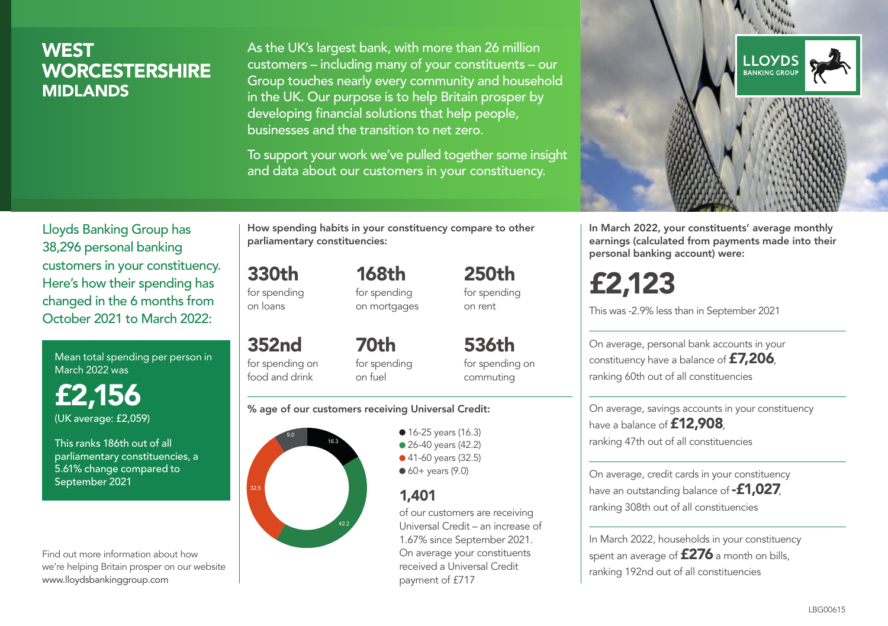# WEST WORCESTERSHIRE
## MIDLANDS

As the UK's largest bank, with more than 26 million customers – including many of your constituents – our Group touches nearly every community and household in the UK. Our purpose is to help Britain prosper by developing financial solutions that help people, businesses and the transition to net zero.

To support your work we've pulled together some insight and data about our customers in your constituency.

LLOYDS BANKING GROUP

Lloyds Banking Group has 38,296 personal banking customers in your constituency. Here's how their spending has changed in the 6 months from October 2021 to March 2022:

Mean total spending per person in March 2022 was

**£2,156**

(UK average: £2,059)

This ranks 186th out of all parliamentary constituencies, a 5.61% change compared to September 2021

Find out more information about how we're helping Britain prosper on our website www.lloydsbankinggroup.com

**How spending habits in your constituency compare to other parliamentary constituencies:**

**330th** for spending on loans

**168th** for spending on mortgages

**250th** for spending on rent

**352nd** for spending on food and drink

**70th** for spending on fuel

**536th** for spending on commuting

**% age of our customers receiving Universal Credit:**

- 16-25 years (16.3)
- 26-40 years (42.2)
- 41-60 years (32.5)
- 60+ years (9.0)

**1,401**

of our customers are receiving Universal Credit – an increase of 1.67% since September 2021. On average your constituents received a Universal Credit payment of £717

**In March 2022, your constituents' average monthly earnings (calculated from payments made into their personal banking account) were:**

**£2,123**

This was -2.9% less than in September 2021

On average, personal bank accounts in your constituency have a balance of **£7,206**, ranking 60th out of all constituencies

On average, savings accounts in your constituency have a balance of **£12,908**, ranking 47th out of all constituencies

On average, credit cards in your constituency have an outstanding balance of **-£1,027**, ranking 308th out of all constituencies

In March 2022, households in your constituency spent an average of **£276** a month on bills, ranking 192nd out of all constituencies

LBG00615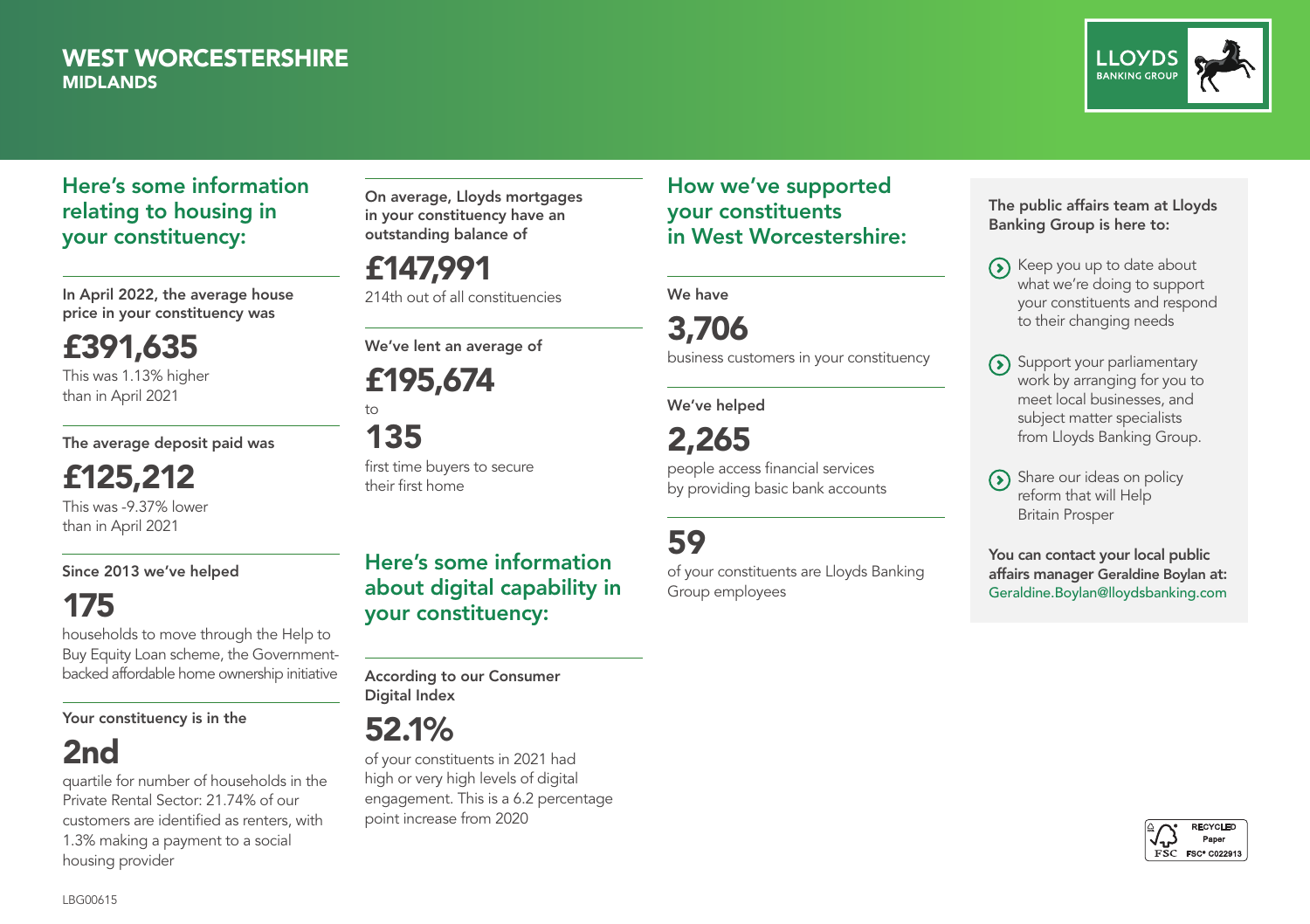# WEST WORCESTERSHIRE
## MIDLANDS

LLOYDS BANKING GROUP

## Here's some information relating to housing in your constituency:

**In April 2022, the average house price in your constituency was**

# £391,635

This was 1.13% higher than in April 2021

**The average deposit paid was**

# £125,212

This was -9.37% lower than in April 2021

**Since 2013 we've helped**

# 175

households to move through the Help to Buy Equity Loan scheme, the Government-backed affordable home ownership initiative

**Your constituency is in the**

# 2nd

quartile for number of households in the Private Rental Sector: 21.74% of our customers are identified as renters, with 1.3% making a payment to a social housing provider

**On average, Lloyds mortgages in your constituency have an outstanding balance of**

# £147,991

214th out of all constituencies

**We've lent an average of**

# £195,674

to

# 135

first time buyers to secure their first home

## Here's some information about digital capability in your constituency:

**According to our Consumer Digital Index**

# 52.1%

of your constituents in 2021 had high or very high levels of digital engagement. This is a 6.2 percentage point increase from 2020

## How we've supported your constituents in West Worcestershire:

**We have**

# 3,706

business customers in your constituency

**We've helped**

# 2,265

people access financial services by providing basic bank accounts

# 59

of your constituents are Lloyds Banking Group employees

**The public affairs team at Lloyds Banking Group is here to:**

- Keep you up to date about what we're doing to support your constituents and respond to their changing needs
- Support your parliamentary work by arranging for you to meet local businesses, and subject matter specialists from Lloyds Banking Group.
- Share our ideas on policy reform that will Help Britain Prosper

**You can contact your local public affairs manager Geraldine Boylan at:**
Geraldine.Boylan@lloydsbanking.com

RECYCLED Paper FSC FSC® C022913

LBG00615